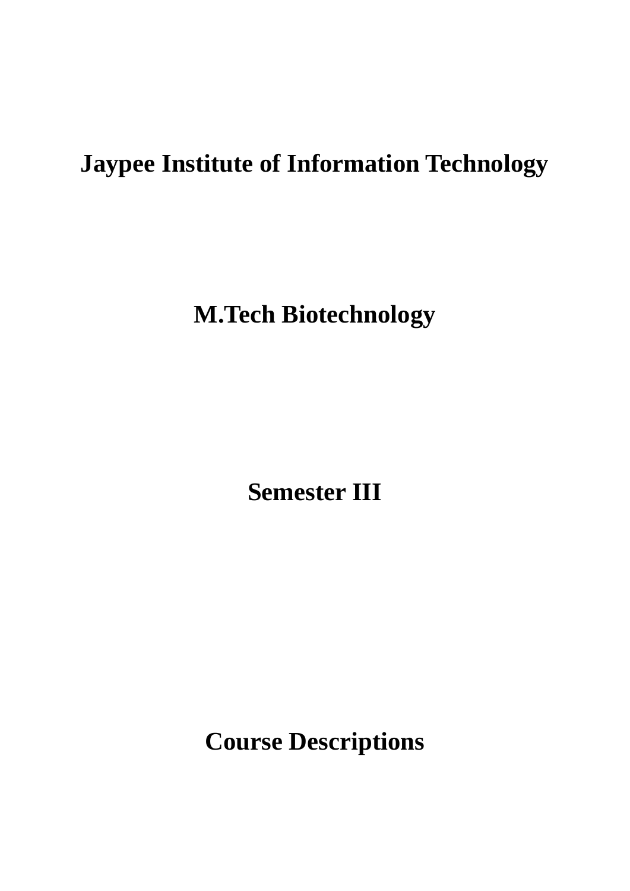# Jaypee Institute of Information Technology

# M.Tech Biotechnology

# Semester III

# Course Descriptions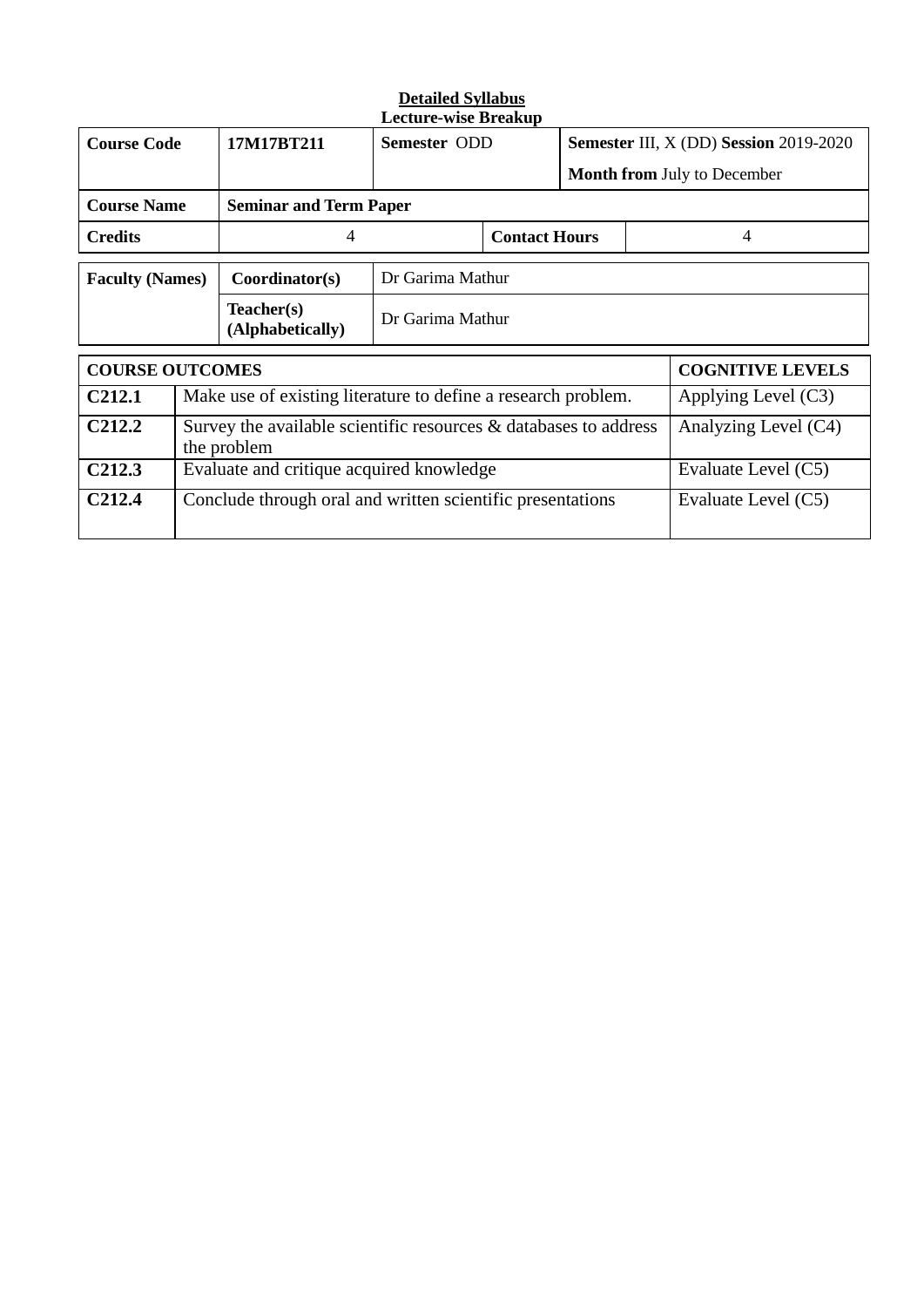**<u>Detailed Syllabus</u>**
**Lecture-wise Breakup**

| **Course Code** | **17M17BT211** | **Semester** ODD | **Semester** III, X (DD) **Session** 2019-2020<br>**Month from** July to December |
|---|---|---|---|
| **Course Name** | **Seminar and Term Paper** | | |
| **Credits** | 4 | **Contact Hours** | 4 |

| **Faculty (Names)** | **Coordinator(s)** | Dr Garima Mathur |
|---|---|---|
| | **Teacher(s) (Alphabetically)** | Dr Garima Mathur |

| **COURSE OUTCOMES** | | **COGNITIVE LEVELS** |
|---|---|---|
| **C212.1** | Make use of existing literature to define a research problem. | Applying Level (C3) |
| **C212.2** | Survey the available scientific resources & databases to address the problem | Analyzing Level (C4) |
| **C212.3** | Evaluate and critique acquired knowledge | Evaluate Level (C5) |
| **C212.4** | Conclude through oral and written scientific presentations | Evaluate Level (C5) |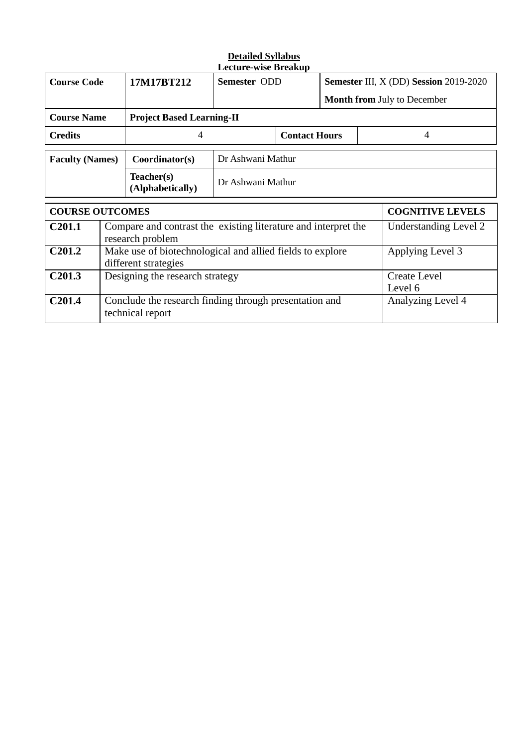**Detailed Syllabus**
**Lecture-wise Breakup**

| **Course Code** | **17M17BT212** | **Semester** ODD | **Semester** III, X (DD) **Session** 2019-2020<br>**Month from** July to December |
|---|---|---|---|
| **Course Name** | **Project Based Learning-II** | | |
| **Credits** | 4 | **Contact Hours** | 4 |

| **Faculty (Names)** | **Coordinator(s)** | Dr Ashwani Mathur |
|---|---|---|
| | **Teacher(s) (Alphabetically)** | Dr Ashwani Mathur |

| **COURSE OUTCOMES** | | **COGNITIVE LEVELS** |
|---|---|---|
| **C201.1** | Compare and contrast the existing literature and interpret the research problem | Understanding Level 2 |
| **C201.2** | Make use of biotechnological and allied fields to explore different strategies | Applying Level 3 |
| **C201.3** | Designing the research strategy | Create Level<br>Level 6 |
| **C201.4** | Conclude the research finding through presentation and technical report | Analyzing Level 4 |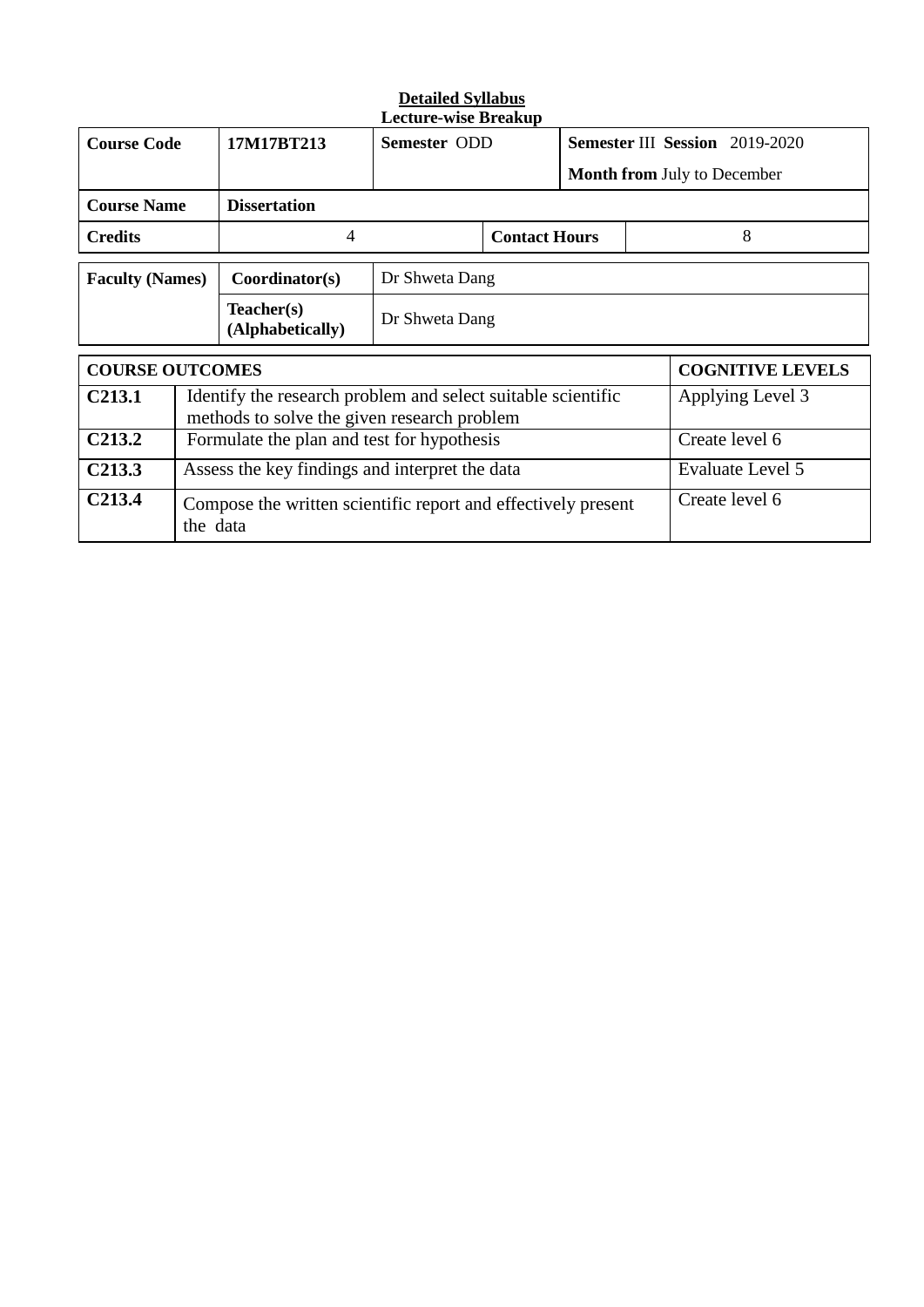**Detailed Syllabus**

**Lecture-wise Breakup**

| **Course Code** | **17M17BT213** | **Semester** ODD | | **Semester** III **Session** 2019-2020<br>**Month from** July to December |
|---|---|---|---|---|
| **Course Name** | **Dissertation** | | | |
| **Credits** | 4 | | **Contact Hours** | 8 |

| **Faculty (Names)** | **Coordinator(s)** | Dr Shweta Dang |
|---|---|---|
| | **Teacher(s) (Alphabetically)** | Dr Shweta Dang |

| **COURSE OUTCOMES** | | **COGNITIVE LEVELS** |
|---|---|---|
| **C213.1** | Identify the research problem and select suitable scientific methods to solve the given research problem | Applying Level 3 |
| **C213.2** | Formulate the plan and test for hypothesis | Create level 6 |
| **C213.3** | Assess the key findings and interpret the data | Evaluate Level 5 |
| **C213.4** | Compose the written scientific report and effectively present the data | Create level 6 |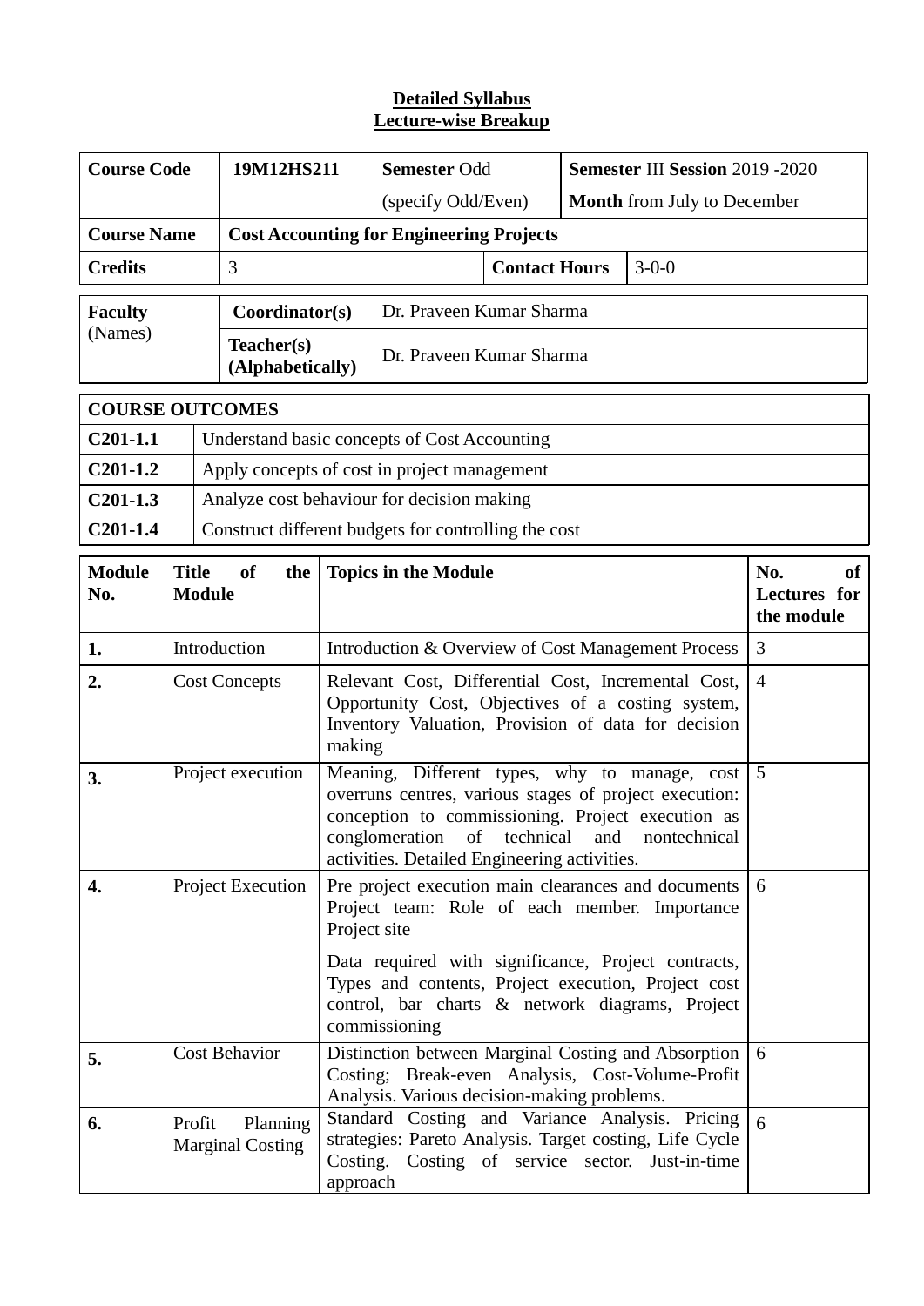**Detailed Syllabus**
**Lecture-wise Breakup**

| **Course Code** | **19M12HS211** | **Semester** Odd (specify Odd/Even) | | **Semester** III **Session** 2019 -2020 **Month** from July to December |
|---|---|---|---|---|
| **Course Name** | **Cost Accounting for Engineering Projects** | | | |
| **Credits** | 3 | | **Contact Hours** | 3-0-0 |

| **Faculty** (Names) | **Coordinator(s)** | Dr. Praveen Kumar Sharma |
|---|---|---|
| | **Teacher(s) (Alphabetically)** | Dr. Praveen Kumar Sharma |

| **COURSE OUTCOMES** | |
|---|---|
| **C201-1.1** | Understand basic concepts of Cost Accounting |
| **C201-1.2** | Apply concepts of cost in project management |
| **C201-1.3** | Analyze cost behaviour for decision making |
| **C201-1.4** | Construct different budgets for controlling the cost |

| **Module No.** | **Title of the Module** | **Topics in the Module** | **No. of Lectures for the module** |
|---|---|---|---|
| **1.** | Introduction | Introduction & Overview of Cost Management Process | 3 |
| **2.** | Cost Concepts | Relevant Cost, Differential Cost, Incremental Cost, Opportunity Cost, Objectives of a costing system, Inventory Valuation, Provision of data for decision making | 4 |
| **3.** | Project execution | Meaning, Different types, why to manage, cost overruns centres, various stages of project execution: conception to commissioning. Project execution as conglomeration of technical and nontechnical activities. Detailed Engineering activities. | 5 |
| **4.** | Project Execution | Pre project execution main clearances and documents Project team: Role of each member. Importance Project site<br><br>Data required with significance, Project contracts, Types and contents, Project execution, Project cost control, bar charts & network diagrams, Project commissioning | 6 |
| **5.** | Cost Behavior | Distinction between Marginal Costing and Absorption Costing; Break-even Analysis, Cost-Volume-Profit Analysis. Various decision-making problems. | 6 |
| **6.** | Profit Planning Marginal Costing | Standard Costing and Variance Analysis. Pricing strategies: Pareto Analysis. Target costing, Life Cycle Costing. Costing of service sector. Just-in-time approach | 6 |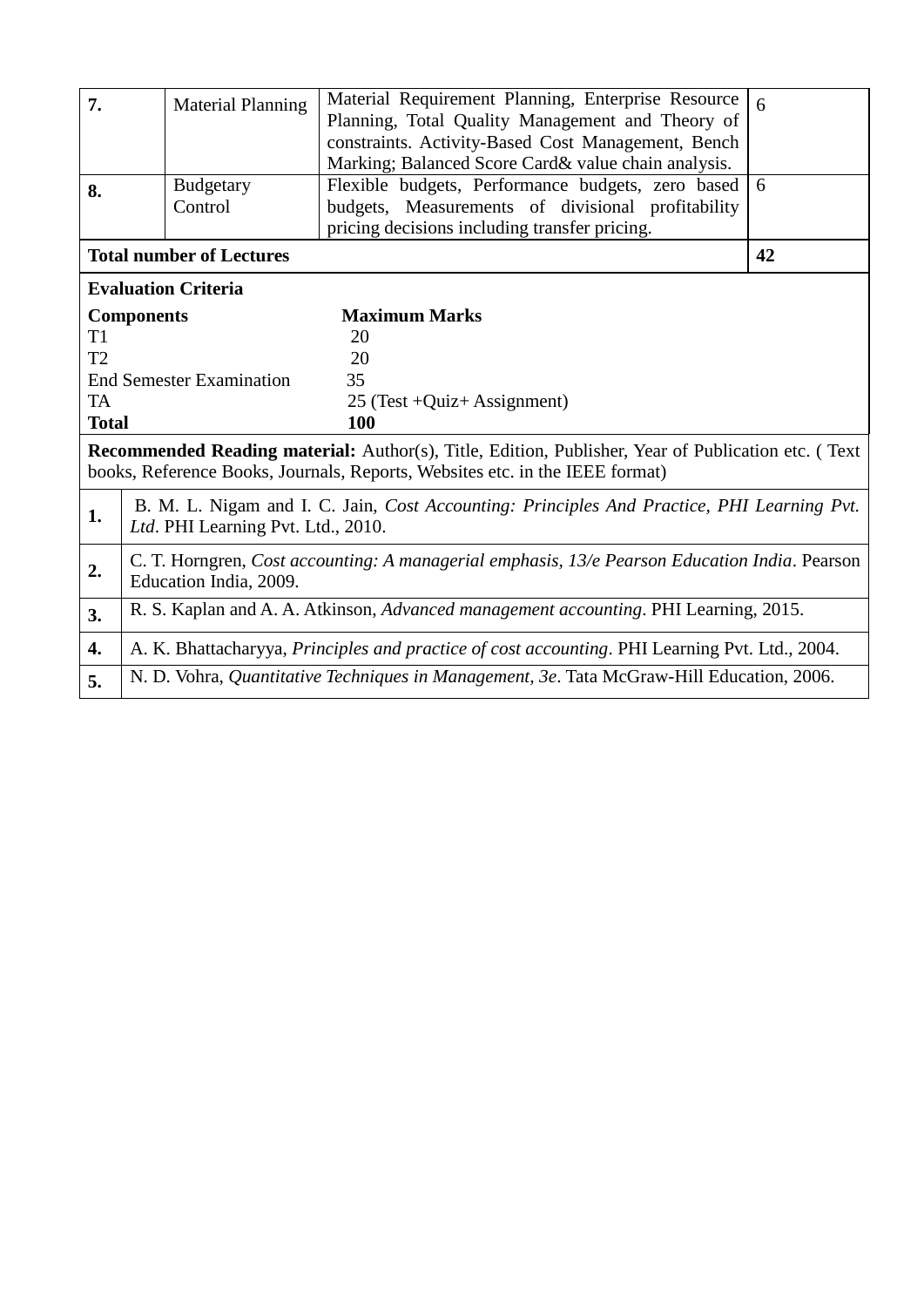| | | | |
|---|---|---|---|
| **7.** | Material Planning | Material Requirement Planning, Enterprise Resource Planning, Total Quality Management and Theory of constraints. Activity-Based Cost Management, Bench Marking; Balanced Score Card& value chain analysis. | 6 |
| **8.** | Budgetary Control | Flexible budgets, Performance budgets, zero based budgets, Measurements of divisional profitability pricing decisions including transfer pricing. | 6 |
| **Total number of Lectures** | | | **42** |

**Evaluation Criteria**

| **Components** | **Maximum Marks** |
|---|---|
| T1 | 20 |
| T2 | 20 |
| End Semester Examination | 35 |
| TA | 25 (Test +Quiz+ Assignment) |
| **Total** | **100** |

**Recommended Reading material:** Author(s), Title, Edition, Publisher, Year of Publication etc. ( Text books, Reference Books, Journals, Reports, Websites etc. in the IEEE format)

| | |
|---|---|
| **1.** | B. M. L. Nigam and I. C. Jain, *Cost Accounting: Principles And Practice, PHI Learning Pvt. Ltd*. PHI Learning Pvt. Ltd., 2010. |
| **2.** | C. T. Horngren, *Cost accounting: A managerial emphasis, 13/e Pearson Education India*. Pearson Education India, 2009. |
| **3.** | R. S. Kaplan and A. A. Atkinson, *Advanced management accounting*. PHI Learning, 2015. |
| **4.** | A. K. Bhattacharyya, *Principles and practice of cost accounting*. PHI Learning Pvt. Ltd., 2004. |
| **5.** | N. D. Vohra, *Quantitative Techniques in Management, 3e*. Tata McGraw-Hill Education, 2006. |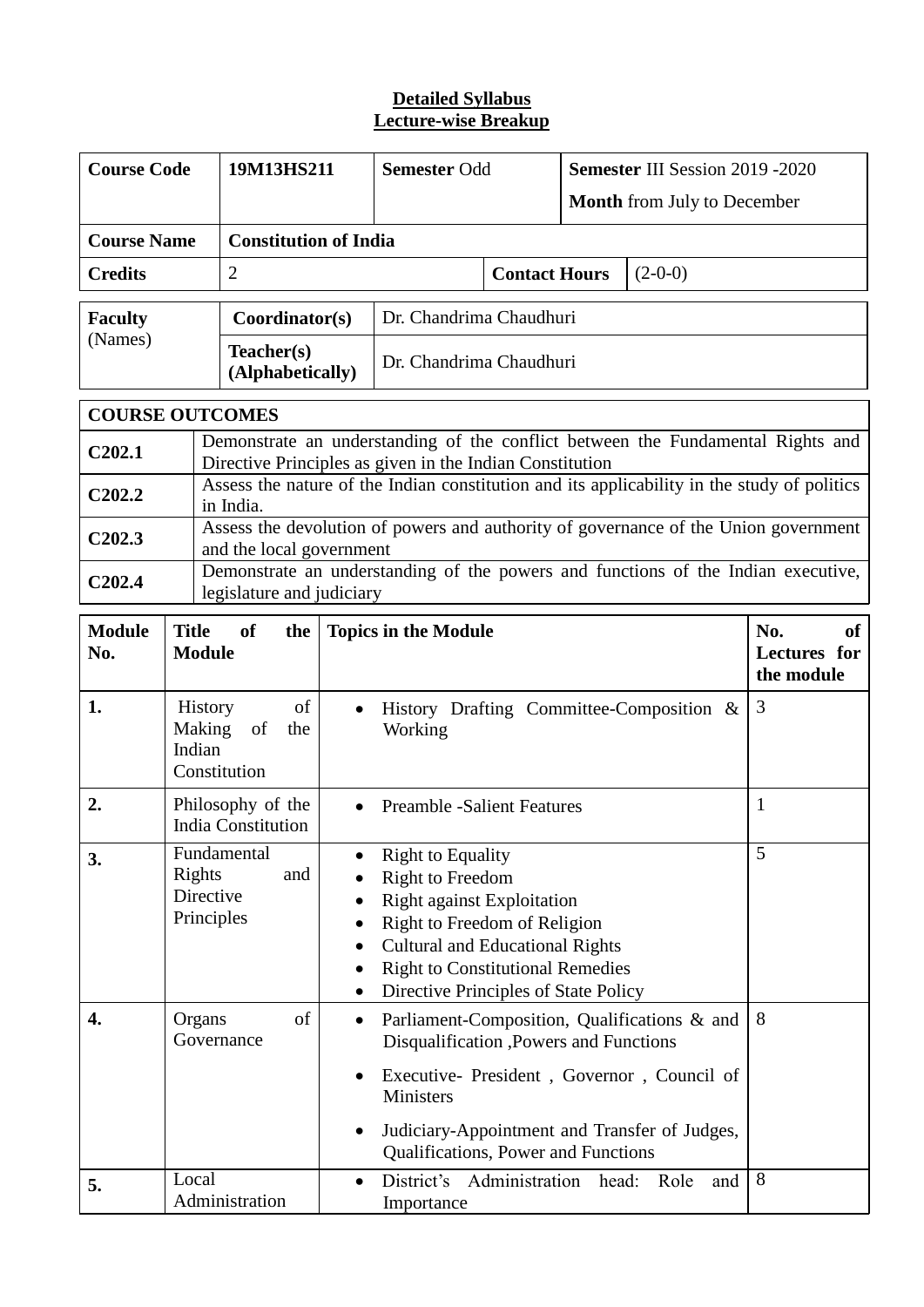**Detailed Syllabus**
**Lecture-wise Breakup**

| **Course Code** | **19M13HS211** | **Semester** Odd | **Semester** III Session 2019 -2020<br>**Month** from July to December |
|---|---|---|---|
| **Course Name** | **Constitution of India** | | |
| **Credits** | 2 | **Contact Hours** | (2-0-0) |

| **Faculty** (Names) | **Coordinator(s)** | Dr. Chandrima Chaudhuri |
|---|---|---|
| | **Teacher(s) (Alphabetically)** | Dr. Chandrima Chaudhuri |

| **COURSE OUTCOMES** | |
|---|---|
| **C202.1** | Demonstrate an understanding of the conflict between the Fundamental Rights and Directive Principles as given in the Indian Constitution |
| **C202.2** | Assess the nature of the Indian constitution and its applicability in the study of politics in India. |
| **C202.3** | Assess the devolution of powers and authority of governance of the Union government and the local government |
| **C202.4** | Demonstrate an understanding of the powers and functions of the Indian executive, legislature and judiciary |

| **Module No.** | **Title of the Module** | **Topics in the Module** | **No. of Lectures for the module** |
|---|---|---|---|
| **1.** | History of Making of the Indian Constitution | • History Drafting Committee-Composition & Working | 3 |
| **2.** | Philosophy of the India Constitution | • Preamble -Salient Features | 1 |
| **3.** | Fundamental Rights and Directive Principles | • Right to Equality<br>• Right to Freedom<br>• Right against Exploitation<br>• Right to Freedom of Religion<br>• Cultural and Educational Rights<br>• Right to Constitutional Remedies<br>• Directive Principles of State Policy | 5 |
| **4.** | Organs of Governance | • Parliament-Composition, Qualifications & and Disqualification ,Powers and Functions<br>• Executive- President , Governor , Council of Ministers<br>• Judiciary-Appointment and Transfer of Judges, Qualifications, Power and Functions | 8 |
| **5.** | Local Administration | • District's Administration head: Role and Importance | 8 |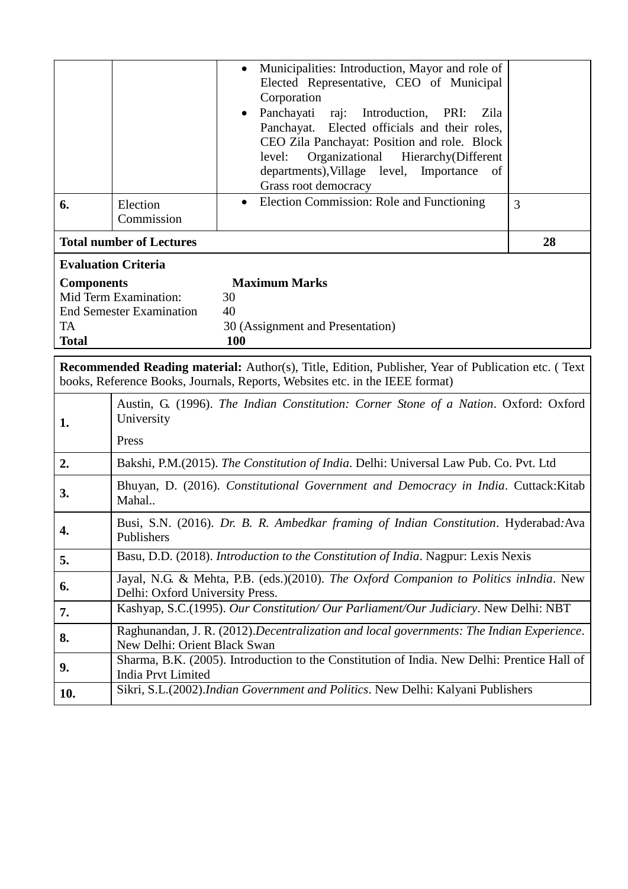| | | | |
|---|---|---|---|
| | | • Municipalities: Introduction, Mayor and role of Elected Representative, CEO of Municipal Corporation<br>• Panchayati raj: Introduction, PRI: Zila Panchayat. Elected officials and their roles, CEO Zila Panchayat: Position and role. Block level: Organizational Hierarchy(Different departments),Village level, Importance of Grass root democracy | |
| **6.** | Election Commission | • Election Commission: Role and Functioning | 3 |
| **Total number of Lectures** | | | **28** |

**Evaluation Criteria**

| **Components** | **Maximum Marks** |
|---|---|
| Mid Term Examination: | 30 |
| End Semester Examination | 40 |
| TA | 30 (Assignment and Presentation) |
| **Total** | **100** |

**Recommended Reading material:** Author(s), Title, Edition, Publisher, Year of Publication etc. ( Text books, Reference Books, Journals, Reports, Websites etc. in the IEEE format)

| | |
|---|---|
| **1.** | Austin, G. (1996). *The Indian Constitution: Corner Stone of a Nation*. Oxford: Oxford University Press |
| **2.** | Bakshi, P.M.(2015). *The Constitution of India*. Delhi: Universal Law Pub. Co. Pvt. Ltd |
| **3.** | Bhuyan, D. (2016). *Constitutional Government and Democracy in India*. Cuttack:Kitab Mahal.. |
| **4.** | Busi, S.N. (2016). *Dr. B. R. Ambedkar framing of Indian Constitution*. Hyderabad:Ava Publishers |
| **5.** | Basu, D.D. (2018). *Introduction to the Constitution of India*. Nagpur: Lexis Nexis |
| **6.** | Jayal, N.G. & Mehta, P.B. (eds.)(2010). *The Oxford Companion to Politics inIndia*. New Delhi: Oxford University Press. |
| **7.** | Kashyap, S.C.(1995). *Our Constitution/ Our Parliament/Our Judiciary*. New Delhi: NBT |
| **8.** | Raghunandan, J. R. (2012).*Decentralization and local governments: The Indian Experience*. New Delhi: Orient Black Swan |
| **9.** | Sharma, B.K. (2005). Introduction to the Constitution of India. New Delhi: Prentice Hall of India Prvt Limited |
| **10.** | Sikri, S.L.(2002).*Indian Government and Politics*. New Delhi: Kalyani Publishers |